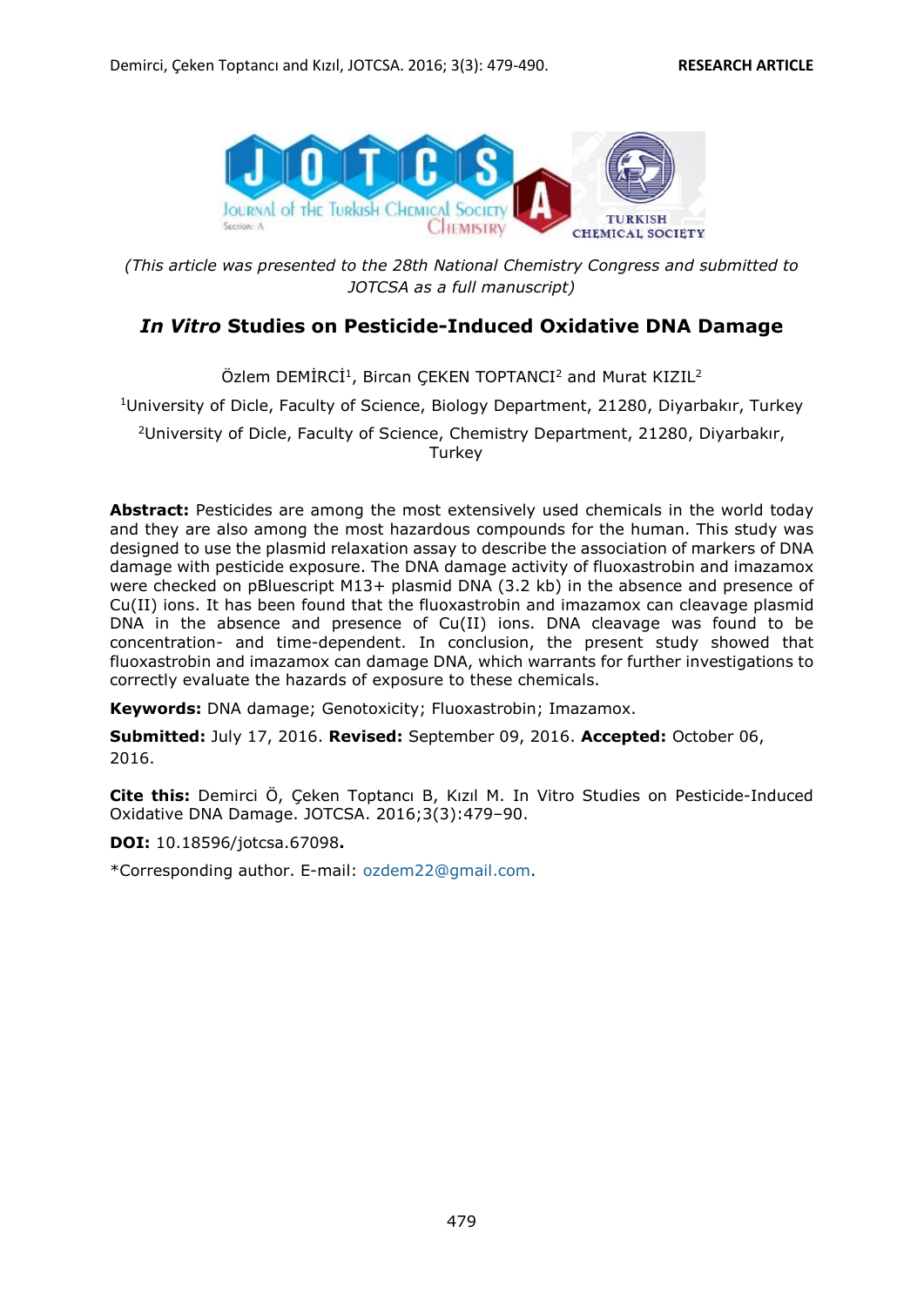RESEARCH ARTICLE

*(This article was presented to the 28th National Chemistry Congress and submitted to JOTCSA as a full manuscript)*

# *In Vitro* Studies on Pesticide-Induced Oxidative DNA Damage

Özlem DEMİRCİ[1], Bircan ÇEKEN TOPTANCI[2] and Murat KIZIL[2]

[1]University of Dicle, Faculty of Science, Biology Department, 21280, Diyarbakır, Turkey

[2]University of Dicle, Faculty of Science, Chemistry Department, 21280, Diyarbakır, Turkey

**Abstract:** Pesticides are among the most extensively used chemicals in the world today and they are also among the most hazardous compounds for the human. This study was designed to use the plasmid relaxation assay to describe the association of markers of DNA damage with pesticide exposure. The DNA damage activity of fluoxastrobin and imazamox were checked on pBluescript M13+ plasmid DNA (3.2 kb) in the absence and presence of Cu(II) ions. It has been found that the fluoxastrobin and imazamox can cleavage plasmid DNA in the absence and presence of Cu(II) ions. DNA cleavage was found to be concentration- and time-dependent. In conclusion, the present study showed that fluoxastrobin and imazamox can damage DNA, which warrants for further investigations to correctly evaluate the hazards of exposure to these chemicals.

**Keywords:** DNA damage; Genotoxicity; Fluoxastrobin; Imazamox.

**Submitted:** July 17, 2016. **Revised:** September 09, 2016. **Accepted:** October 06, 2016.

**Cite this:** Demirci Ö, Çeken Toptancı B, Kızıl M. In Vitro Studies on Pesticide-Induced Oxidative DNA Damage. JOTCSA. 2016;3(3):479–90.

**DOI:** 10.18596/jotcsa.67098**.**

*Corresponding author. E-mail: ozdem22@gmail.com.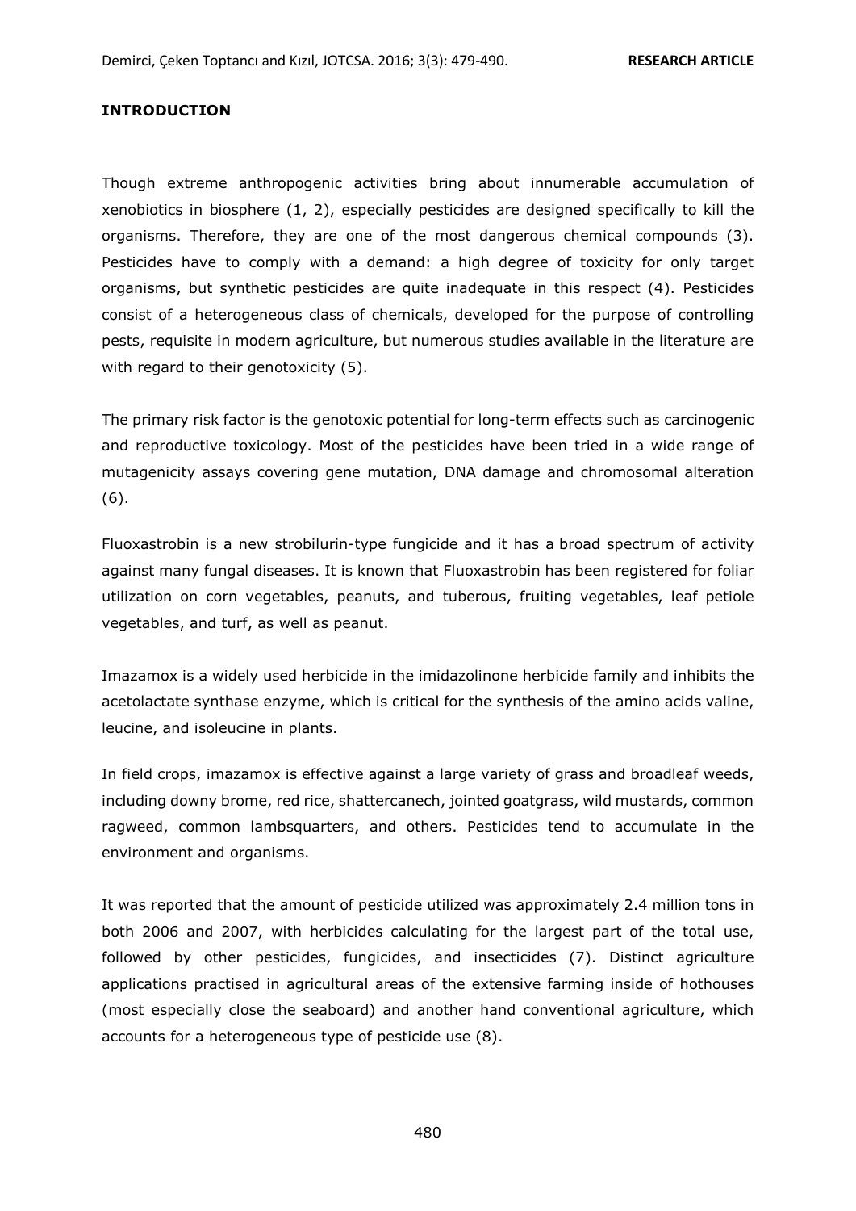#### INTRODUCTION

Though extreme anthropogenic activities bring about innumerable accumulation of xenobiotics in biosphere (1, 2), especially pesticides are designed specifically to kill the organisms. Therefore, they are one of the most dangerous chemical compounds (3). Pesticides have to comply with a demand: a high degree of toxicity for only target organisms, but synthetic pesticides are quite inadequate in this respect (4). Pesticides consist of a heterogeneous class of chemicals, developed for the purpose of controlling pests, requisite in modern agriculture, but numerous studies available in the literature are with regard to their genotoxicity (5).

The primary risk factor is the genotoxic potential for long-term effects such as carcinogenic and reproductive toxicology. Most of the pesticides have been tried in a wide range of mutagenicity assays covering gene mutation, DNA damage and chromosomal alteration (6).

Fluoxastrobin is a new strobilurin-type fungicide and it has a broad spectrum of activity against many fungal diseases. It is known that Fluoxastrobin has been registered for foliar utilization on corn vegetables, peanuts, and tuberous, fruiting vegetables, leaf petiole vegetables, and turf, as well as peanut.

Imazamox is a widely used herbicide in the imidazolinone herbicide family and inhibits the acetolactate synthase enzyme, which is critical for the synthesis of the amino acids valine, leucine, and isoleucine in plants.

In field crops, imazamox is effective against a large variety of grass and broadleaf weeds, including downy brome, red rice, shattercanech, jointed goatgrass, wild mustards, common ragweed, common lambsquarters, and others. Pesticides tend to accumulate in the environment and organisms.

It was reported that the amount of pesticide utilized was approximately 2.4 million tons in both 2006 and 2007, with herbicides calculating for the largest part of the total use, followed by other pesticides, fungicides, and insecticides (7). Distinct agriculture applications practised in agricultural areas of the extensive farming inside of hothouses (most especially close the seaboard) and another hand conventional agriculture, which accounts for a heterogeneous type of pesticide use (8).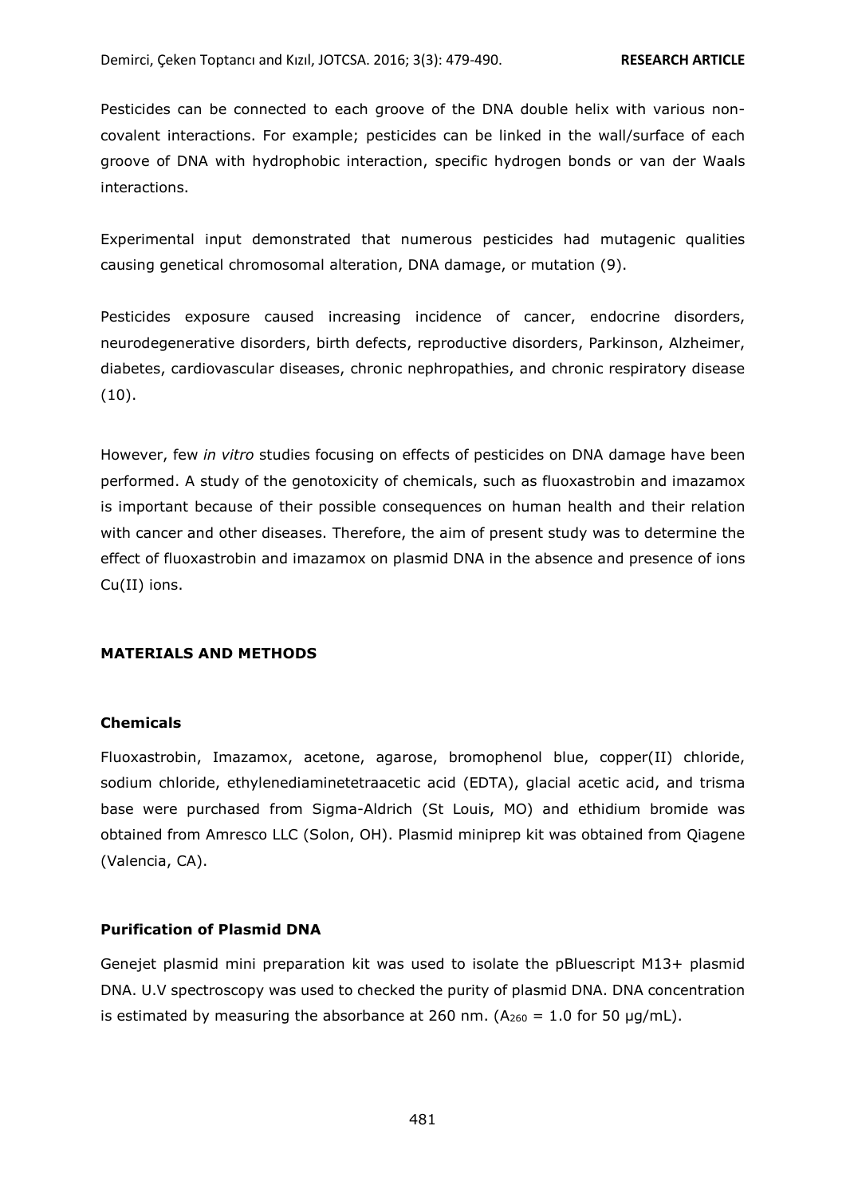Pesticides can be connected to each groove of the DNA double helix with various non-covalent interactions. For example; pesticides can be linked in the wall/surface of each groove of DNA with hydrophobic interaction, specific hydrogen bonds or van der Waals interactions.

Experimental input demonstrated that numerous pesticides had mutagenic qualities causing genetical chromosomal alteration, DNA damage, or mutation (9).

Pesticides exposure caused increasing incidence of cancer, endocrine disorders, neurodegenerative disorders, birth defects, reproductive disorders, Parkinson, Alzheimer, diabetes, cardiovascular diseases, chronic nephropathies, and chronic respiratory disease (10).

However, few *in vitro* studies focusing on effects of pesticides on DNA damage have been performed. A study of the genotoxicity of chemicals, such as fluoxastrobin and imazamox is important because of their possible consequences on human health and their relation with cancer and other diseases. Therefore, the aim of present study was to determine the effect of fluoxastrobin and imazamox on plasmid DNA in the absence and presence of ions Cu(II) ions.

## MATERIALS AND METHODS

### Chemicals

Fluoxastrobin, Imazamox, acetone, agarose, bromophenol blue, copper(II) chloride, sodium chloride, ethylenediaminetetraacetic acid (EDTA), glacial acetic acid, and trisma base were purchased from Sigma-Aldrich (St Louis, MO) and ethidium bromide was obtained from Amresco LLC (Solon, OH). Plasmid miniprep kit was obtained from Qiagene (Valencia, CA).

### Purification of Plasmid DNA

Genejet plasmid mini preparation kit was used to isolate the pBluescript M13+ plasmid DNA. U.V spectroscopy was used to checked the purity of plasmid DNA. DNA concentration is estimated by measuring the absorbance at 260 nm. ($A_{260}$ = 1.0 for 50 μg/mL).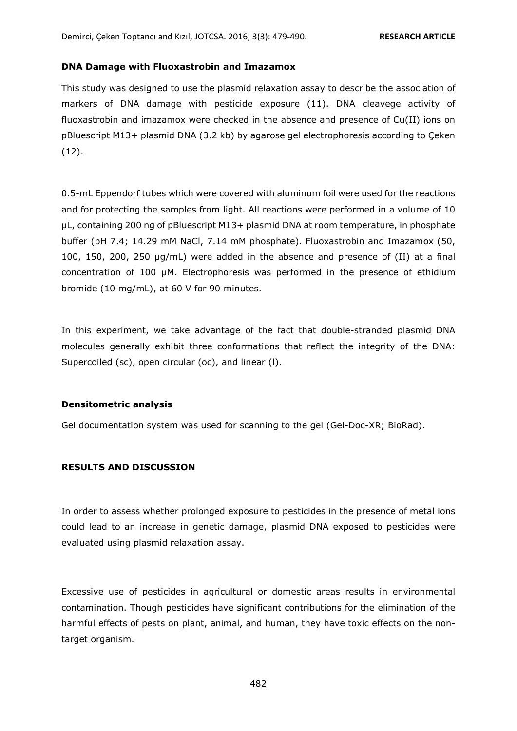**DNA Damage with Fluoxastrobin and Imazamox**

This study was designed to use the plasmid relaxation assay to describe the association of markers of DNA damage with pesticide exposure (11). DNA cleavege activity of fluoxastrobin and imazamox were checked in the absence and presence of Cu(II) ions on pBluescript M13+ plasmid DNA (3.2 kb) by agarose gel electrophoresis according to Çeken (12).

0.5-mL Eppendorf tubes which were covered with aluminum foil were used for the reactions and for protecting the samples from light. All reactions were performed in a volume of 10 µL, containing 200 ng of pBluescript M13+ plasmid DNA at room temperature, in phosphate buffer (pH 7.4; 14.29 mM NaCl, 7.14 mM phosphate). Fluoxastrobin and Imazamox (50, 100, 150, 200, 250 µg/mL) were added in the absence and presence of (II) at a final concentration of 100 µM. Electrophoresis was performed in the presence of ethidium bromide (10 mg/mL), at 60 V for 90 minutes.

In this experiment, we take advantage of the fact that double-stranded plasmid DNA molecules generally exhibit three conformations that reflect the integrity of the DNA: Supercoiled (sc), open circular (oc), and linear (l).

**Densitometric analysis**

Gel documentation system was used for scanning to the gel (Gel-Doc-XR; BioRad).

## RESULTS AND DISCUSSION

In order to assess whether prolonged exposure to pesticides in the presence of metal ions could lead to an increase in genetic damage, plasmid DNA exposed to pesticides were evaluated using plasmid relaxation assay.

Excessive use of pesticides in agricultural or domestic areas results in environmental contamination. Though pesticides have significant contributions for the elimination of the harmful effects of pests on plant, animal, and human, they have toxic effects on the non-target organism.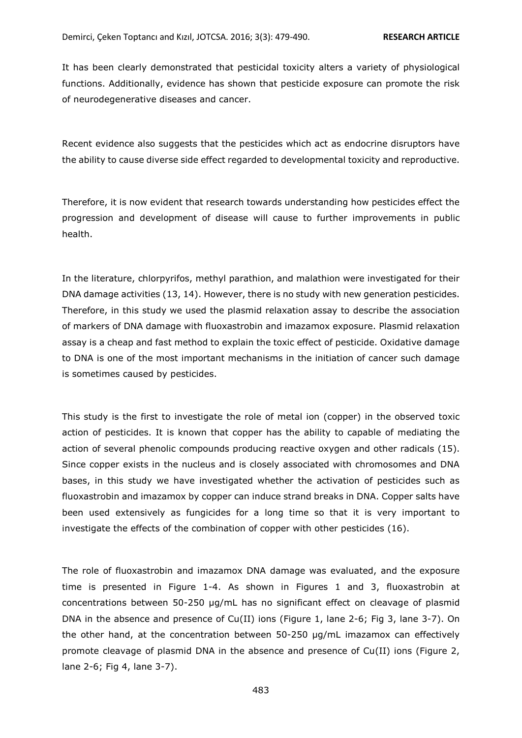It has been clearly demonstrated that pesticidal toxicity alters a variety of physiological functions. Additionally, evidence has shown that pesticide exposure can promote the risk of neurodegenerative diseases and cancer.

Recent evidence also suggests that the pesticides which act as endocrine disruptors have the ability to cause diverse side effect regarded to developmental toxicity and reproductive.

Therefore, it is now evident that research towards understanding how pesticides effect the progression and development of disease will cause to further improvements in public health.

In the literature, chlorpyrifos, methyl parathion, and malathion were investigated for their DNA damage activities (13, 14). However, there is no study with new generation pesticides. Therefore, in this study we used the plasmid relaxation assay to describe the association of markers of DNA damage with fluoxastrobin and imazamox exposure. Plasmid relaxation assay is a cheap and fast method to explain the toxic effect of pesticide. Oxidative damage to DNA is one of the most important mechanisms in the initiation of cancer such damage is sometimes caused by pesticides.

This study is the first to investigate the role of metal ion (copper) in the observed toxic action of pesticides. It is known that copper has the ability to capable of mediating the action of several phenolic compounds producing reactive oxygen and other radicals (15). Since copper exists in the nucleus and is closely associated with chromosomes and DNA bases, in this study we have investigated whether the activation of pesticides such as fluoxastrobin and imazamox by copper can induce strand breaks in DNA. Copper salts have been used extensively as fungicides for a long time so that it is very important to investigate the effects of the combination of copper with other pesticides (16).

The role of fluoxastrobin and imazamox DNA damage was evaluated, and the exposure time is presented in Figure 1-4. As shown in Figures 1 and 3, fluoxastrobin at concentrations between 50-250 µg/mL has no significant effect on cleavage of plasmid DNA in the absence and presence of Cu(II) ions (Figure 1, lane 2-6; Fig 3, lane 3-7). On the other hand, at the concentration between 50-250 µg/mL imazamox can effectively promote cleavage of plasmid DNA in the absence and presence of Cu(II) ions (Figure 2, lane 2-6; Fig 4, lane 3-7).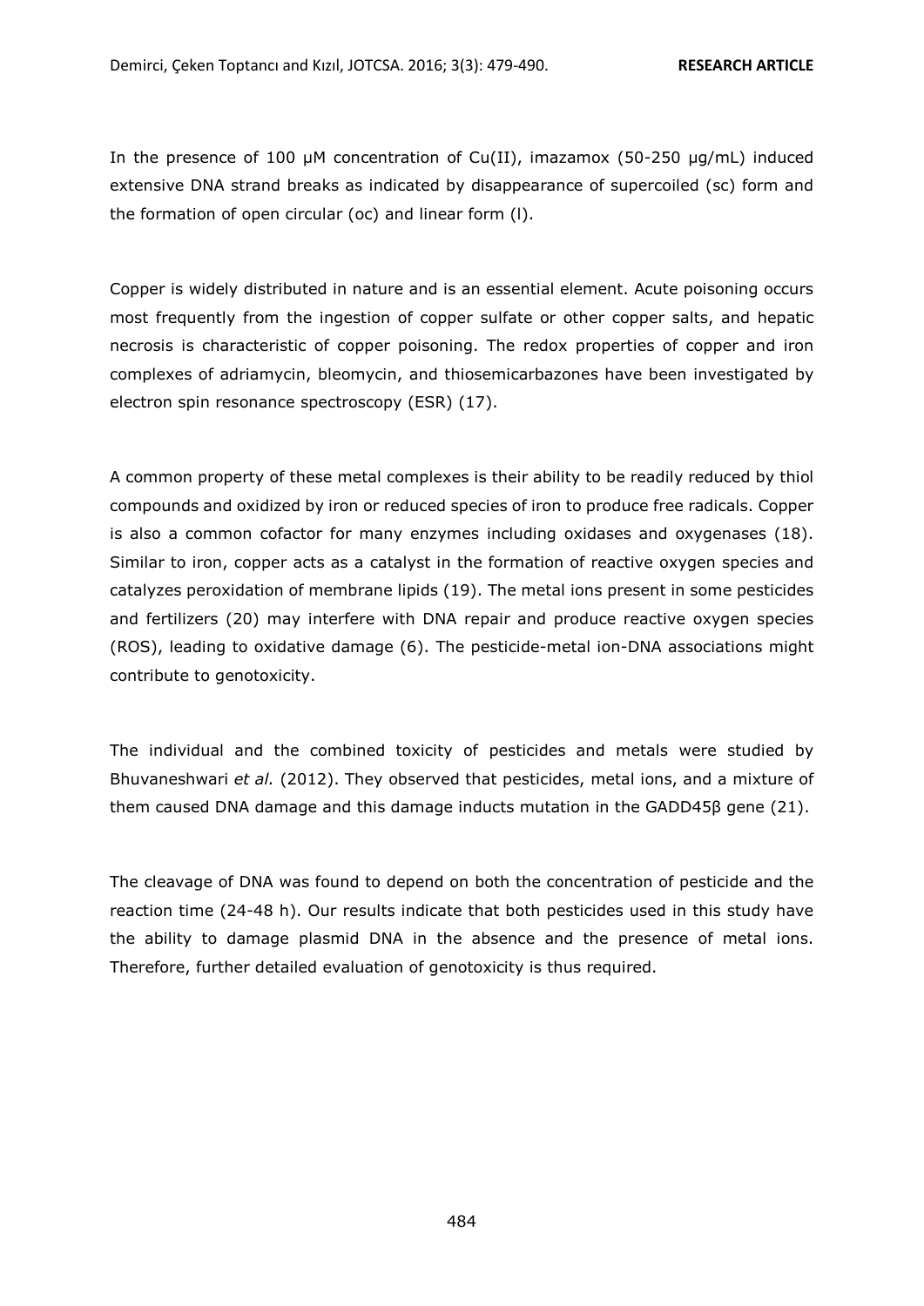In the presence of 100 μM concentration of Cu(II), imazamox (50-250 μg/mL) induced extensive DNA strand breaks as indicated by disappearance of supercoiled (sc) form and the formation of open circular (oc) and linear form (l).

Copper is widely distributed in nature and is an essential element. Acute poisoning occurs most frequently from the ingestion of copper sulfate or other copper salts, and hepatic necrosis is characteristic of copper poisoning. The redox properties of copper and iron complexes of adriamycin, bleomycin, and thiosemicarbazones have been investigated by electron spin resonance spectroscopy (ESR) (17).

A common property of these metal complexes is their ability to be readily reduced by thiol compounds and oxidized by iron or reduced species of iron to produce free radicals. Copper is also a common cofactor for many enzymes including oxidases and oxygenases (18). Similar to iron, copper acts as a catalyst in the formation of reactive oxygen species and catalyzes peroxidation of membrane lipids (19). The metal ions present in some pesticides and fertilizers (20) may interfere with DNA repair and produce reactive oxygen species (ROS), leading to oxidative damage (6). The pesticide-metal ion-DNA associations might contribute to genotoxicity.

The individual and the combined toxicity of pesticides and metals were studied by Bhuvaneshwari *et al.* (2012). They observed that pesticides, metal ions, and a mixture of them caused DNA damage and this damage inducts mutation in the GADD45β gene (21).

The cleavage of DNA was found to depend on both the concentration of pesticide and the reaction time (24-48 h). Our results indicate that both pesticides used in this study have the ability to damage plasmid DNA in the absence and the presence of metal ions. Therefore, further detailed evaluation of genotoxicity is thus required.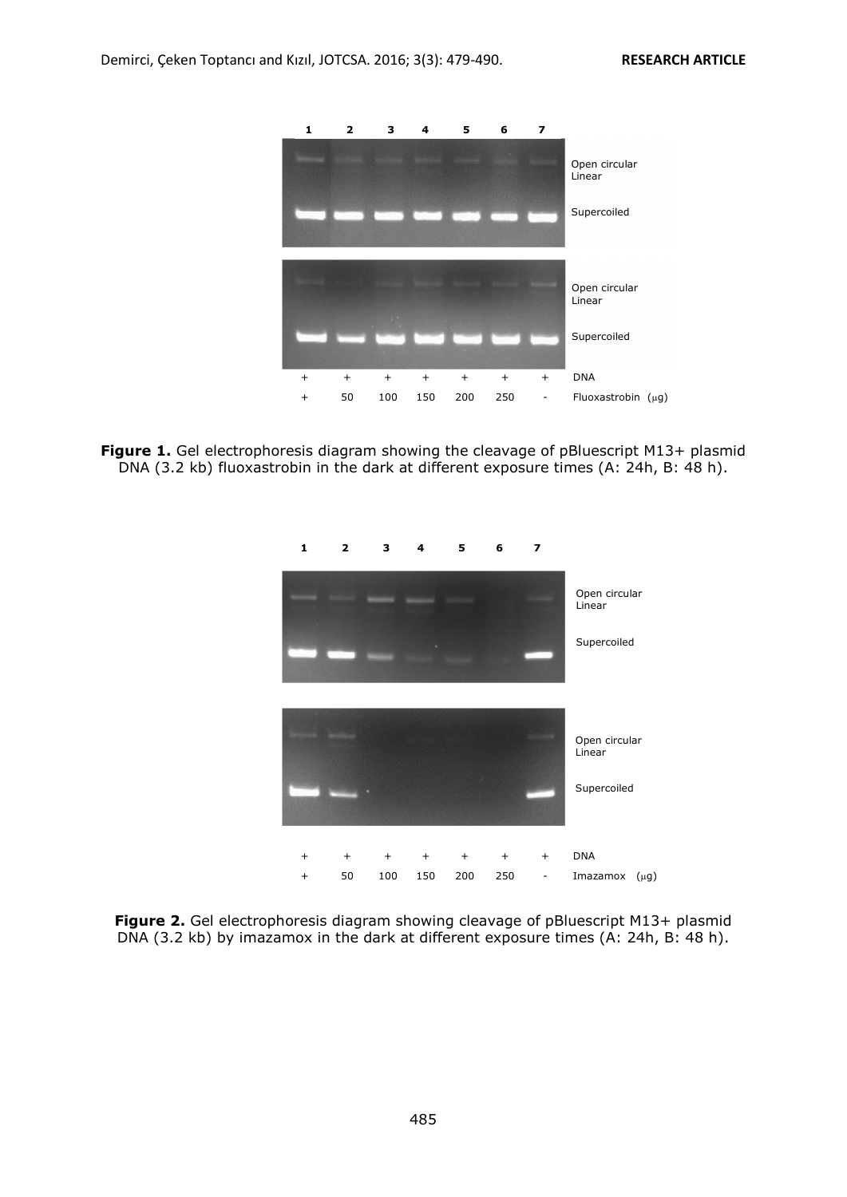**Figure 1.** Gel electrophoresis diagram showing the cleavage of pBluescript M13+ plasmid DNA (3.2 kb) fluoxastrobin in the dark at different exposure times (A: 24h, B: 48 h).

**Figure 2.** Gel electrophoresis diagram showing cleavage of pBluescript M13+ plasmid DNA (3.2 kb) by imazamox in the dark at different exposure times (A: 24h, B: 48 h).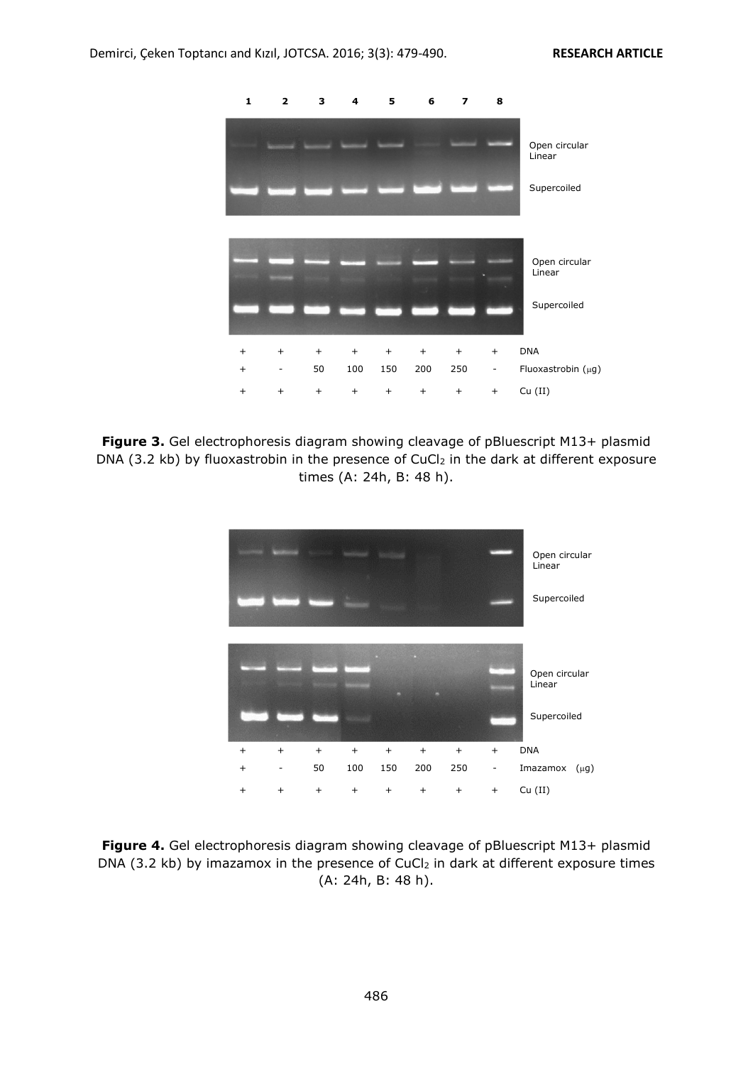| 1 | 2 | 3 | 4 | 5 | 6 | 7 | 8 | |
|---|---|---|---|---|---|---|---|---|
| + | + | + | + | + | + | + | + | DNA |
| + | - | 50 | 100 | 150 | 200 | 250 | - | Fluoxastrobin (μg) |
| + | + | + | + | + | + | + | + | Cu (II) |

Open circular
Linear
Supercoiled

**Figure 3.** Gel electrophoresis diagram showing cleavage of pBluescript M13+ plasmid DNA (3.2 kb) by fluoxastrobin in the presence of $CuCl_2$ in the dark at different exposure times (A: 24h, B: 48 h).

| + | + | + | + | + | + | + | + | DNA |
|---|---|---|---|---|---|---|---|---|
| + | - | 50 | 100 | 150 | 200 | 250 | - | Imazamox (μg) |
| + | + | + | + | + | + | + | + | Cu (II) |

Open circular
Linear
Supercoiled

**Figure 4.** Gel electrophoresis diagram showing cleavage of pBluescript M13+ plasmid DNA (3.2 kb) by imazamox in the presence of $CuCl_2$ in dark at different exposure times (A: 24h, B: 48 h).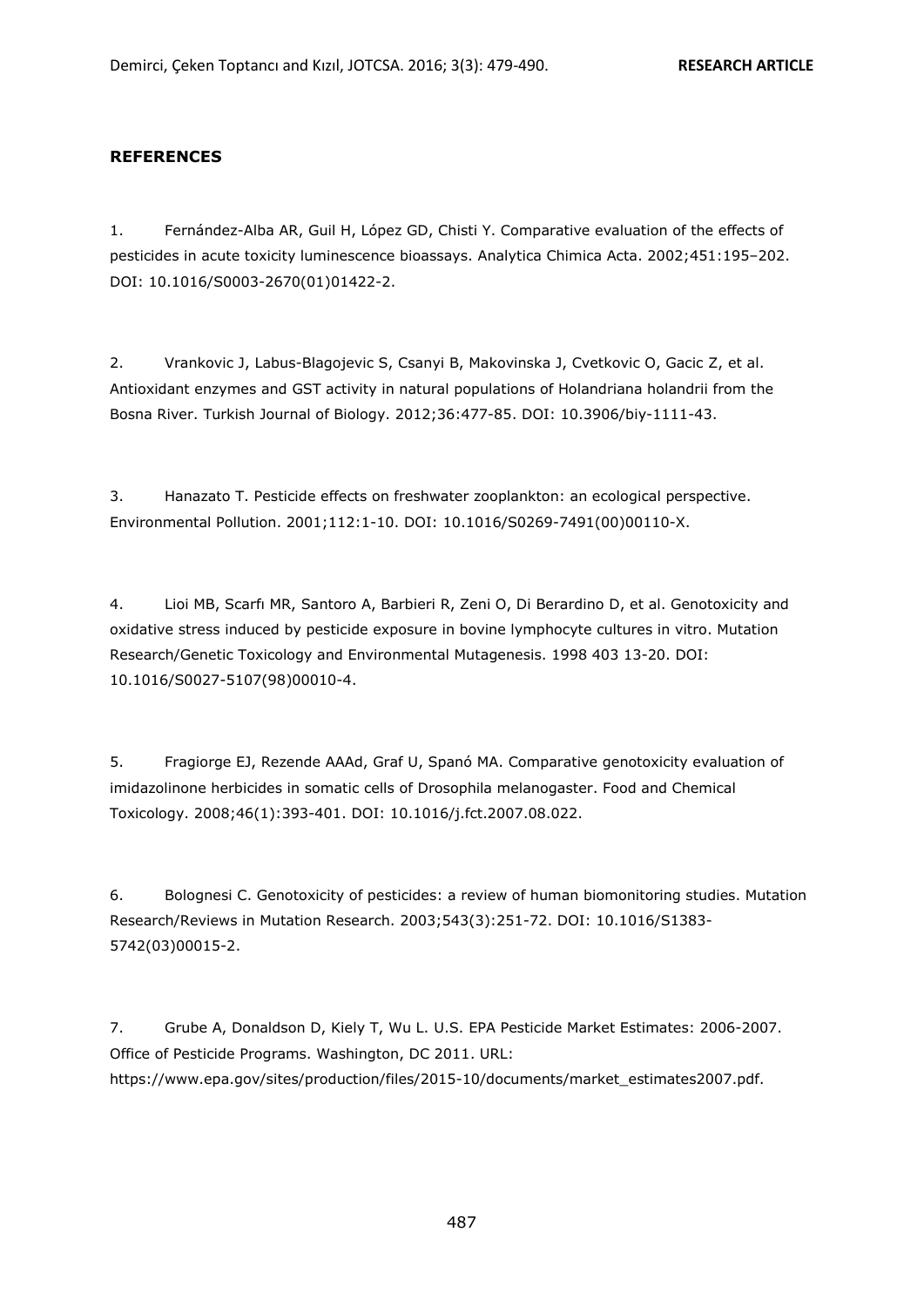## REFERENCES

1. Fernández-Alba AR, Guil H, López GD, Chisti Y. Comparative evaluation of the effects of pesticides in acute toxicity luminescence bioassays. Analytica Chimica Acta. 2002;451:195–202. DOI: 10.1016/S0003-2670(01)01422-2.

2. Vrankovic J, Labus-Blagojevic S, Csanyi B, Makovinska J, Cvetkovic O, Gacic Z, et al. Antioxidant enzymes and GST activity in natural populations of Holandriana holandrii from the Bosna River. Turkish Journal of Biology. 2012;36:477-85. DOI: 10.3906/biy-1111-43.

3. Hanazato T. Pesticide effects on freshwater zooplankton: an ecological perspective. Environmental Pollution. 2001;112:1-10. DOI: 10.1016/S0269-7491(00)00110-X.

4. Lioi MB, Scarfı MR, Santoro A, Barbieri R, Zeni O, Di Berardino D, et al. Genotoxicity and oxidative stress induced by pesticide exposure in bovine lymphocyte cultures in vitro. Mutation Research/Genetic Toxicology and Environmental Mutagenesis. 1998 403 13-20. DOI: 10.1016/S0027-5107(98)00010-4.

5. Fragiorge EJ, Rezende AAAd, Graf U, Spanó MA. Comparative genotoxicity evaluation of imidazolinone herbicides in somatic cells of Drosophila melanogaster. Food and Chemical Toxicology. 2008;46(1):393-401. DOI: 10.1016/j.fct.2007.08.022.

6. Bolognesi C. Genotoxicity of pesticides: a review of human biomonitoring studies. Mutation Research/Reviews in Mutation Research. 2003;543(3):251-72. DOI: 10.1016/S1383-5742(03)00015-2.

7. Grube A, Donaldson D, Kiely T, Wu L. U.S. EPA Pesticide Market Estimates: 2006-2007. Office of Pesticide Programs. Washington, DC 2011. URL: https://www.epa.gov/sites/production/files/2015-10/documents/market_estimates2007.pdf.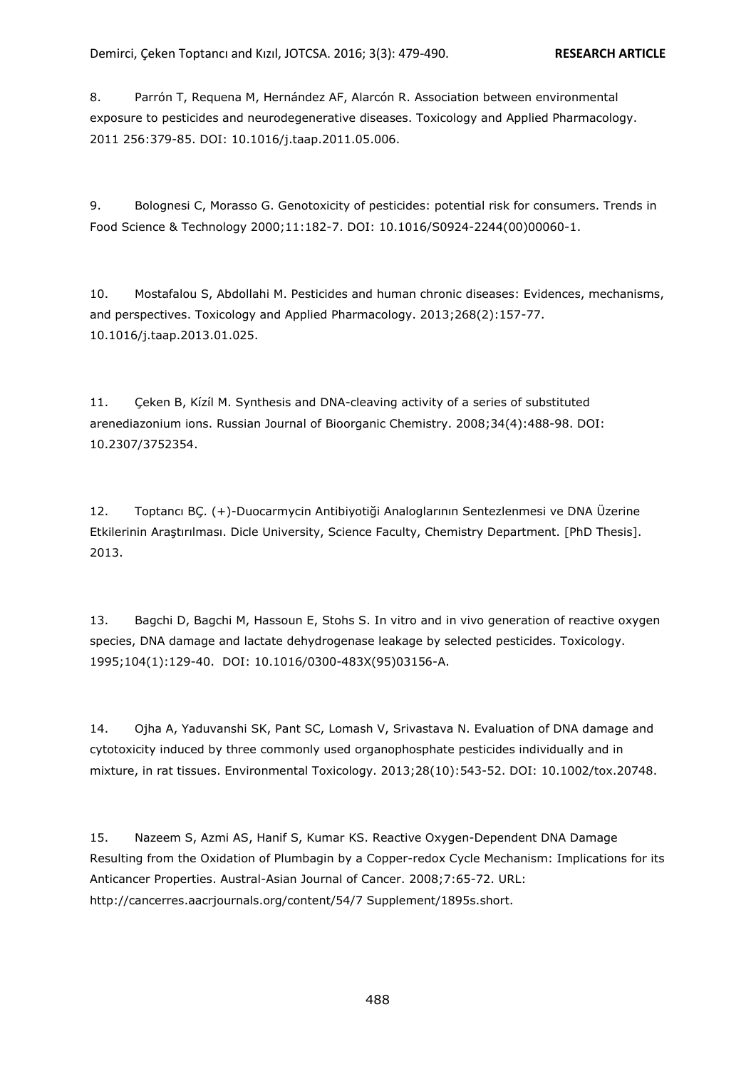8. Parrón T, Requena M, Hernández AF, Alarcón R. Association between environmental exposure to pesticides and neurodegenerative diseases. Toxicology and Applied Pharmacology. 2011 256:379-85. DOI: 10.1016/j.taap.2011.05.006.

9. Bolognesi C, Morasso G. Genotoxicity of pesticides: potential risk for consumers. Trends in Food Science & Technology 2000;11:182-7. DOI: 10.1016/S0924-2244(00)00060-1.

10. Mostafalou S, Abdollahi M. Pesticides and human chronic diseases: Evidences, mechanisms, and perspectives. Toxicology and Applied Pharmacology. 2013;268(2):157-77. 10.1016/j.taap.2013.01.025.

11. Çeken B, Kízíl M. Synthesis and DNA-cleaving activity of a series of substituted arenediazonium ions. Russian Journal of Bioorganic Chemistry. 2008;34(4):488-98. DOI: 10.2307/3752354.

12. Toptancı BÇ. (+)-Duocarmycin Antibiyotiği Analoglarının Sentezlenmesi ve DNA Üzerine Etkilerinin Araştırılması. Dicle University, Science Faculty, Chemistry Department. [PhD Thesis]. 2013.

13. Bagchi D, Bagchi M, Hassoun E, Stohs S. In vitro and in vivo generation of reactive oxygen species, DNA damage and lactate dehydrogenase leakage by selected pesticides. Toxicology. 1995;104(1):129-40. DOI: 10.1016/0300-483X(95)03156-A.

14. Ojha A, Yaduvanshi SK, Pant SC, Lomash V, Srivastava N. Evaluation of DNA damage and cytotoxicity induced by three commonly used organophosphate pesticides individually and in mixture, in rat tissues. Environmental Toxicology. 2013;28(10):543-52. DOI: 10.1002/tox.20748.

15. Nazeem S, Azmi AS, Hanif S, Kumar KS. Reactive Oxygen-Dependent DNA Damage Resulting from the Oxidation of Plumbagin by a Copper-redox Cycle Mechanism: Implications for its Anticancer Properties. Austral-Asian Journal of Cancer. 2008;7:65-72. URL: http://cancerres.aacrjournals.org/content/54/7 Supplement/1895s.short.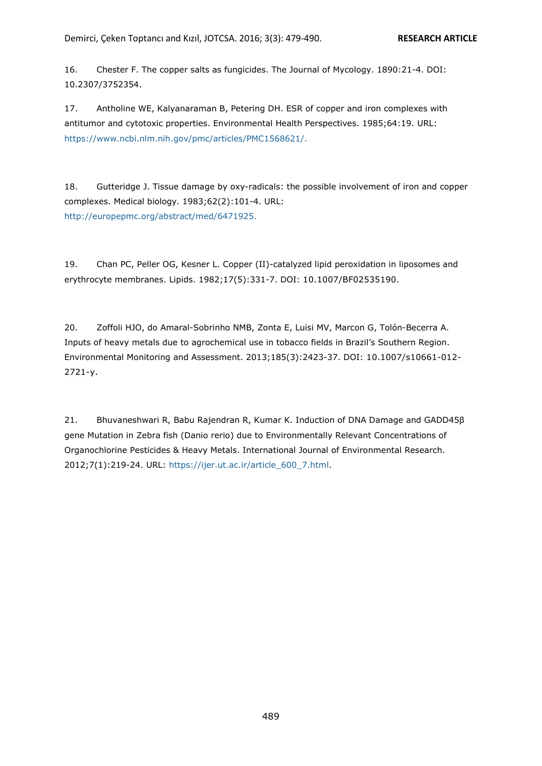16. Chester F. The copper salts as fungicides. The Journal of Mycology. 1890:21-4. DOI: 10.2307/3752354.

17. Antholine WE, Kalyanaraman B, Petering DH. ESR of copper and iron complexes with antitumor and cytotoxic properties. Environmental Health Perspectives. 1985;64:19. URL: https://www.ncbi.nlm.nih.gov/pmc/articles/PMC1568621/.

18. Gutteridge J. Tissue damage by oxy-radicals: the possible involvement of iron and copper complexes. Medical biology. 1983;62(2):101-4. URL: http://europepmc.org/abstract/med/6471925.

19. Chan PC, Peller OG, Kesner L. Copper (II)-catalyzed lipid peroxidation in liposomes and erythrocyte membranes. Lipids. 1982;17(5):331-7. DOI: 10.1007/BF02535190.

20. Zoffoli HJO, do Amaral-Sobrinho NMB, Zonta E, Luisi MV, Marcon G, Tolón-Becerra A. Inputs of heavy metals due to agrochemical use in tobacco fields in Brazil's Southern Region. Environmental Monitoring and Assessment. 2013;185(3):2423-37. DOI: 10.1007/s10661-012-2721-y.

21. Bhuvaneshwari R, Babu Rajendran R, Kumar K. Induction of DNA Damage and GADD45β gene Mutation in Zebra fish (Danio rerio) due to Environmentally Relevant Concentrations of Organochlorine Pesticides & Heavy Metals. International Journal of Environmental Research. 2012;7(1):219-24. URL: https://ijer.ut.ac.ir/article_600_7.html.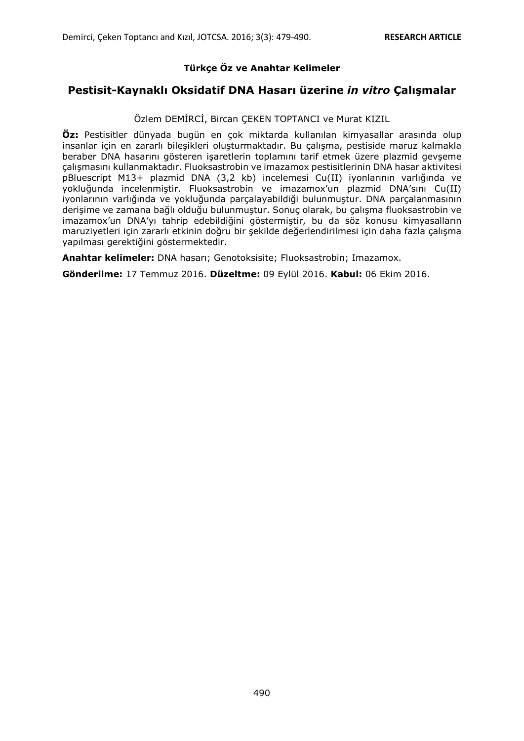**Türkçe Öz ve Anahtar Kelimeler**

## Pestisit-Kaynaklı Oksidatif DNA Hasarı üzerine *in vitro* Çalışmalar

Özlem DEMİRCİ, Bircan ÇEKEN TOPTANCI ve Murat KIZIL

**Öz:** Pestisitler dünyada bugün en çok miktarda kullanılan kimyasallar arasında olup insanlar için en zararlı bileşikleri oluşturmaktadır. Bu çalışma, pestiside maruz kalmakla beraber DNA hasarını gösteren işaretlerin toplamını tarif etmek üzere plazmid gevşeme çalışmasını kullanmaktadır. Fluoksastrobin ve imazamox pestisitlerinin DNA hasar aktivitesi pBluescript M13+ plazmid DNA (3,2 kb) incelemesi Cu(II) iyonlarının varlığında ve yokluğunda incelenmiştir. Fluoksastrobin ve imazamox'un plazmid DNA'sını Cu(II) iyonlarının varlığında ve yokluğunda parçalayabildiği bulunmuştur. DNA parçalanmasının derişime ve zamana bağlı olduğu bulunmuştur. Sonuç olarak, bu çalışma fluoksastrobin ve imazamox'un DNA'yı tahrip edebildiğini göstermiştir, bu da söz konusu kimyasalların maruziyetleri için zararlı etkinin doğru bir şekilde değerlendirilmesi için daha fazla çalışma yapılması gerektiğini göstermektedir.

**Anahtar kelimeler:** DNA hasarı; Genotoksisite; Fluoksastrobin; Imazamox.

**Gönderilme:** 17 Temmuz 2016. **Düzeltme:** 09 Eylül 2016. **Kabul:** 06 Ekim 2016.